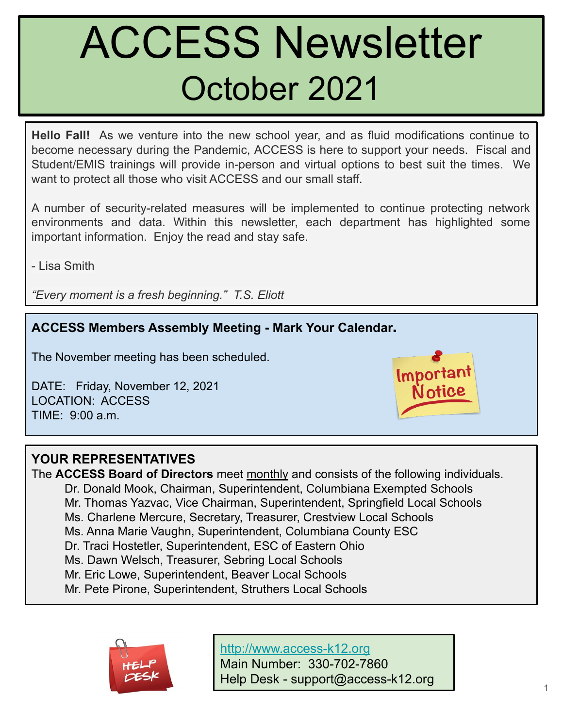# ACCESS Newsletter
## October 2021

**Hello Fall!** As we venture into the new school year, and as fluid modifications continue to become necessary during the Pandemic, ACCESS is here to support your needs. Fiscal and Student/EMIS trainings will provide in-person and virtual options to best suit the times. We want to protect all those who visit ACCESS and our small staff.

A number of security-related measures will be implemented to continue protecting network environments and data. Within this newsletter, each department has highlighted some important information. Enjoy the read and stay safe.

- Lisa Smith

*"Every moment is a fresh beginning." T.S. Eliott*

### ACCESS Members Assembly Meeting - Mark Your Calendar.

The November meeting has been scheduled.

DATE: Friday, November 12, 2021
LOCATION: ACCESS
TIME: 9:00 a.m.

### YOUR REPRESENTATIVES

The **ACCESS Board of Directors** meet monthly and consists of the following individuals.

- Dr. Donald Mook, Chairman, Superintendent, Columbiana Exempted Schools
- Mr. Thomas Yazvac, Vice Chairman, Superintendent, Springfield Local Schools
- Ms. Charlene Mercure, Secretary, Treasurer, Crestview Local Schools
- Ms. Anna Marie Vaughn, Superintendent, Columbiana County ESC
- Dr. Traci Hostetler, Superintendent, ESC of Eastern Ohio
- Ms. Dawn Welsch, Treasurer, Sebring Local Schools
- Mr. Eric Lowe, Superintendent, Beaver Local Schools
- Mr. Pete Pirone, Superintendent, Struthers Local Schools

http://www.access-k12.org
Main Number: 330-702-7860
Help Desk - support@access-k12.org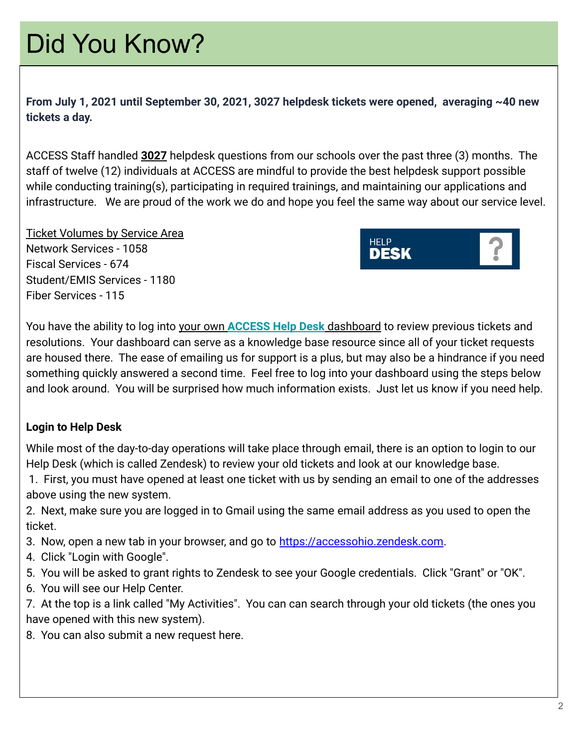# Did You Know?

**From July 1, 2021 until September 30, 2021, 3027 helpdesk tickets were opened, averaging ~40 new tickets a day.**

ACCESS Staff handled **3027** helpdesk questions from our schools over the past three (3) months. The staff of twelve (12) individuals at ACCESS are mindful to provide the best helpdesk support possible while conducting training(s), participating in required trainings, and maintaining our applications and infrastructure. We are proud of the work we do and hope you feel the same way about our service level.

Ticket Volumes by Service Area
Network Services - 1058
Fiscal Services - 674
Student/EMIS Services - 1180
Fiber Services - 115

HELP DESK

You have the ability to log into your own **ACCESS Help Desk** dashboard to review previous tickets and resolutions. Your dashboard can serve as a knowledge base resource since all of your ticket requests are housed there. The ease of emailing us for support is a plus, but may also be a hindrance if you need something quickly answered a second time. Feel free to log into your dashboard using the steps below and look around. You will be surprised how much information exists. Just let us know if you need help.

**Login to Help Desk**

While most of the day-to-day operations will take place through email, there is an option to login to our Help Desk (which is called Zendesk) to review your old tickets and look at our knowledge base.

1. First, you must have opened at least one ticket with us by sending an email to one of the addresses above using the new system.
2. Next, make sure you are logged in to Gmail using the same email address as you used to open the ticket.
3. Now, open a new tab in your browser, and go to https://accessohio.zendesk.com.
4. Click "Login with Google".
5. You will be asked to grant rights to Zendesk to see your Google credentials. Click "Grant" or "OK".
6. You will see our Help Center.
7. At the top is a link called "My Activities". You can can search through your old tickets (the ones you have opened with this new system).
8. You can also submit a new request here.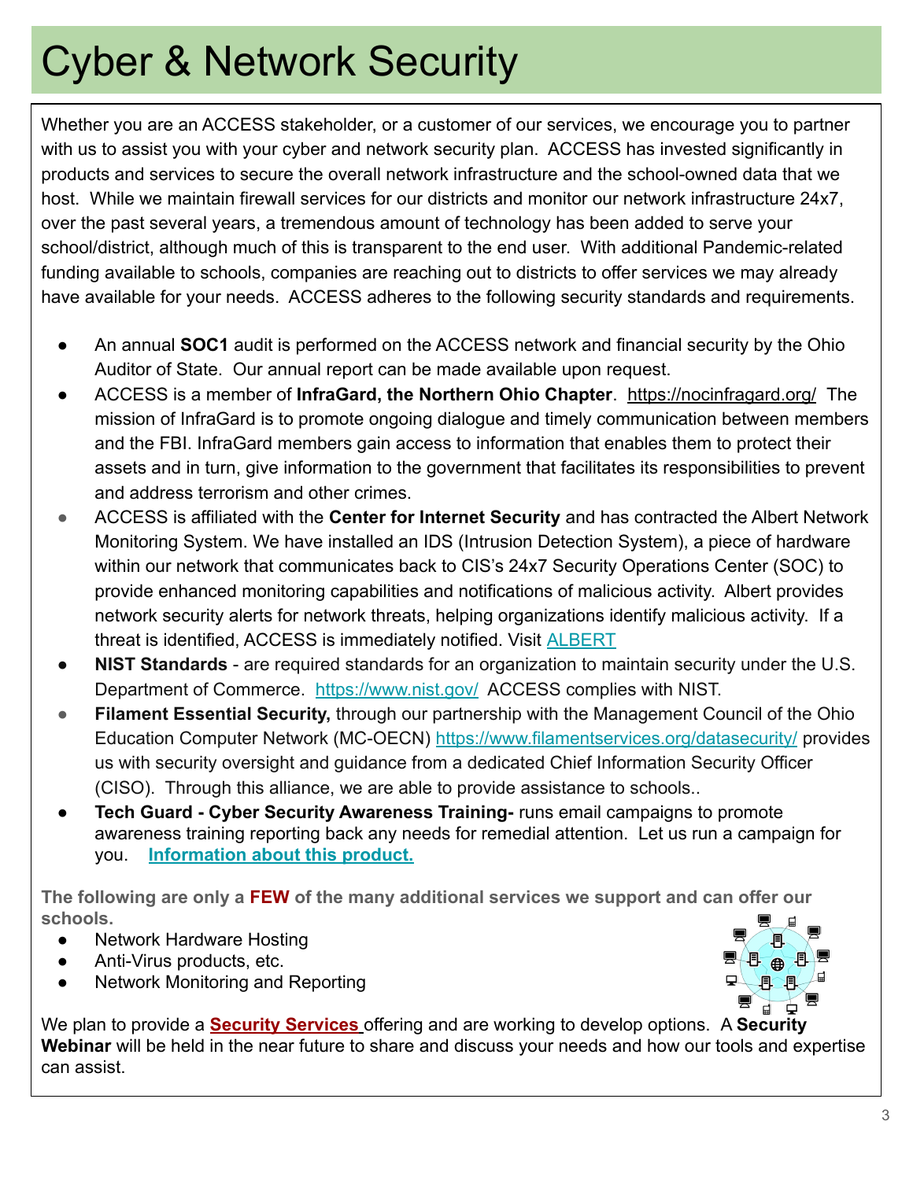# Cyber & Network Security

Whether you are an ACCESS stakeholder, or a customer of our services, we encourage you to partner with us to assist you with your cyber and network security plan. ACCESS has invested significantly in products and services to secure the overall network infrastructure and the school-owned data that we host. While we maintain firewall services for our districts and monitor our network infrastructure 24x7, over the past several years, a tremendous amount of technology has been added to serve your school/district, although much of this is transparent to the end user. With additional Pandemic-related funding available to schools, companies are reaching out to districts to offer services we may already have available for your needs. ACCESS adheres to the following security standards and requirements.

- An annual **SOC1** audit is performed on the ACCESS network and financial security by the Ohio Auditor of State. Our annual report can be made available upon request.
- ACCESS is a member of **InfraGard, the Northern Ohio Chapter**. https://nocinfragard.org/ The mission of InfraGard is to promote ongoing dialogue and timely communication between members and the FBI. InfraGard members gain access to information that enables them to protect their assets and in turn, give information to the government that facilitates its responsibilities to prevent and address terrorism and other crimes.
- ACCESS is affiliated with the **Center for Internet Security** and has contracted the Albert Network Monitoring System. We have installed an IDS (Intrusion Detection System), a piece of hardware within our network that communicates back to CIS's 24x7 Security Operations Center (SOC) to provide enhanced monitoring capabilities and notifications of malicious activity. Albert provides network security alerts for network threats, helping organizations identify malicious activity. If a threat is identified, ACCESS is immediately notified. Visit ALBERT
- **NIST Standards** - are required standards for an organization to maintain security under the U.S. Department of Commerce. https://www.nist.gov/ ACCESS complies with NIST.
- **Filament Essential Security,** through our partnership with the Management Council of the Ohio Education Computer Network (MC-OECN) https://www.filamentservices.org/datasecurity/ provides us with security oversight and guidance from a dedicated Chief Information Security Officer (CISO). Through this alliance, we are able to provide assistance to schools..
- **Tech Guard - Cyber Security Awareness Training-** runs email campaigns to promote awareness training reporting back any needs for remedial attention. Let us run a campaign for you. **Information about this product.**

**The following are only a FEW of the many additional services we support and can offer our schools.**

- Network Hardware Hosting
- Anti-Virus products, etc.
- Network Monitoring and Reporting

We plan to provide a **Security Services** offering and are working to develop options. A **Security Webinar** will be held in the near future to share and discuss your needs and how our tools and expertise can assist.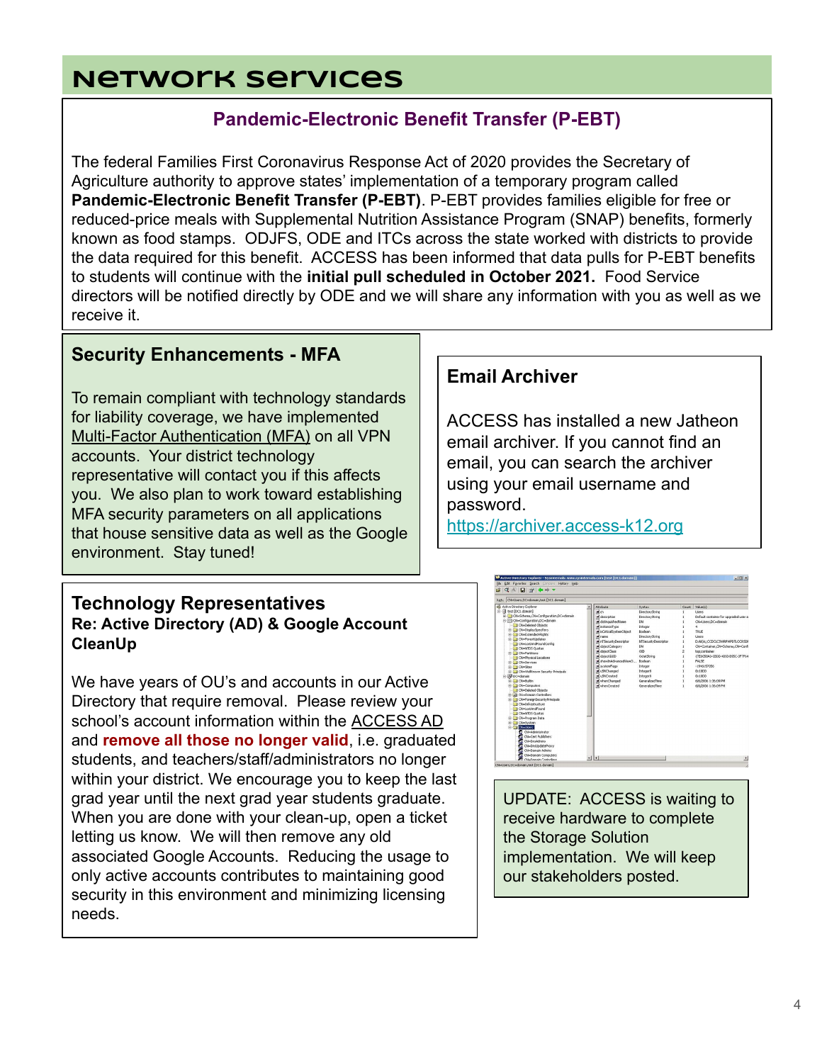# Network Services

## Pandemic-Electronic Benefit Transfer (P-EBT)

The federal Families First Coronavirus Response Act of 2020 provides the Secretary of Agriculture authority to approve states' implementation of a temporary program called **Pandemic-Electronic Benefit Transfer (P-EBT)**. P-EBT provides families eligible for free or reduced-price meals with Supplemental Nutrition Assistance Program (SNAP) benefits, formerly known as food stamps. ODJFS, ODE and ITCs across the state worked with districts to provide the data required for this benefit. ACCESS has been informed that data pulls for P-EBT benefits to students will continue with the **initial pull scheduled in October 2021.** Food Service directors will be notified directly by ODE and we will share any information with you as well as we receive it.

## Security Enhancements - MFA

To remain compliant with technology standards for liability coverage, we have implemented Multi-Factor Authentication (MFA) on all VPN accounts. Your district technology representative will contact you if this affects you. We also plan to work toward establishing MFA security parameters on all applications that house sensitive data as well as the Google environment. Stay tuned!

## Email Archiver

ACCESS has installed a new Jatheon email archiver. If you cannot find an email, you can search the archiver using your email username and password.
https://archiver.access-k12.org

## Technology Representatives

### Re: Active Directory (AD) & Google Account CleanUp

We have years of OU's and accounts in our Active Directory that require removal. Please review your school's account information within the ACCESS AD and **remove all those no longer valid**, i.e. graduated students, and teachers/staff/administrators no longer within your district. We encourage you to keep the last grad year until the next grad year students graduate. When you are done with your clean-up, open a ticket letting us know. We will then remove any old associated Google Accounts. Reducing the usage to only active accounts contributes to maintaining good security in this environment and minimizing licensing needs.

UPDATE: ACCESS is waiting to receive hardware to complete the Storage Solution implementation. We will keep our stakeholders posted.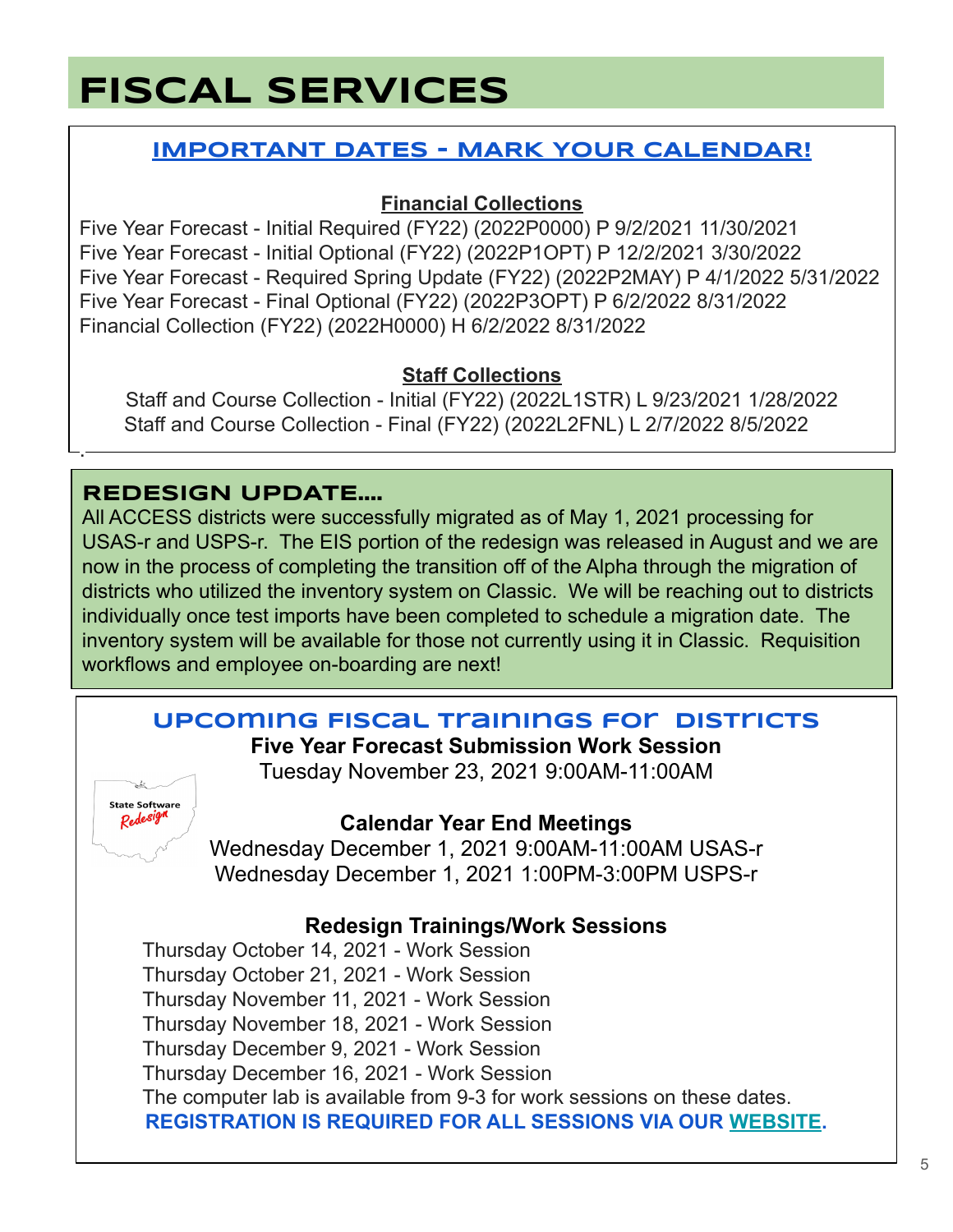# FISCAL SERVICES

## IMPORTANT DATES - MARK YOUR CALENDAR!

**Financial Collections**

Five Year Forecast - Initial Required (FY22) (2022P0000) P 9/2/2021 11/30/2021
Five Year Forecast - Initial Optional (FY22) (2022P1OPT) P 12/2/2021 3/30/2022
Five Year Forecast - Required Spring Update (FY22) (2022P2MAY) P 4/1/2022 5/31/2022
Five Year Forecast - Final Optional (FY22) (2022P3OPT) P 6/2/2022 8/31/2022
Financial Collection (FY22) (2022H0000) H 6/2/2022 8/31/2022

**Staff Collections**

Staff and Course Collection - Initial (FY22) (2022L1STR) L 9/23/2021 1/28/2022
Staff and Course Collection - Final (FY22) (2022L2FNL) L 2/7/2022 8/5/2022

## REDESIGN UPDATE....

All ACCESS districts were successfully migrated as of May 1, 2021 processing for USAS-r and USPS-r. The EIS portion of the redesign was released in August and we are now in the process of completing the transition off of the Alpha through the migration of districts who utilized the inventory system on Classic. We will be reaching out to districts individually once test imports have been completed to schedule a migration date. The inventory system will be available for those not currently using it in Classic. Requisition workflows and employee on-boarding are next!

## UPCOMING FISCAL TRAININGS FOR DISTRICTS

**Five Year Forecast Submission Work Session**
Tuesday November 23, 2021 9:00AM-11:00AM

**Calendar Year End Meetings**
Wednesday December 1, 2021 9:00AM-11:00AM USAS-r
Wednesday December 1, 2021 1:00PM-3:00PM USPS-r

**Redesign Trainings/Work Sessions**

Thursday October 14, 2021 - Work Session
Thursday October 21, 2021 - Work Session
Thursday November 11, 2021 - Work Session
Thursday November 18, 2021 - Work Session
Thursday December 9, 2021 - Work Session
Thursday December 16, 2021 - Work Session
The computer lab is available from 9-3 for work sessions on these dates.

**REGISTRATION IS REQUIRED FOR ALL SESSIONS VIA OUR WEBSITE.**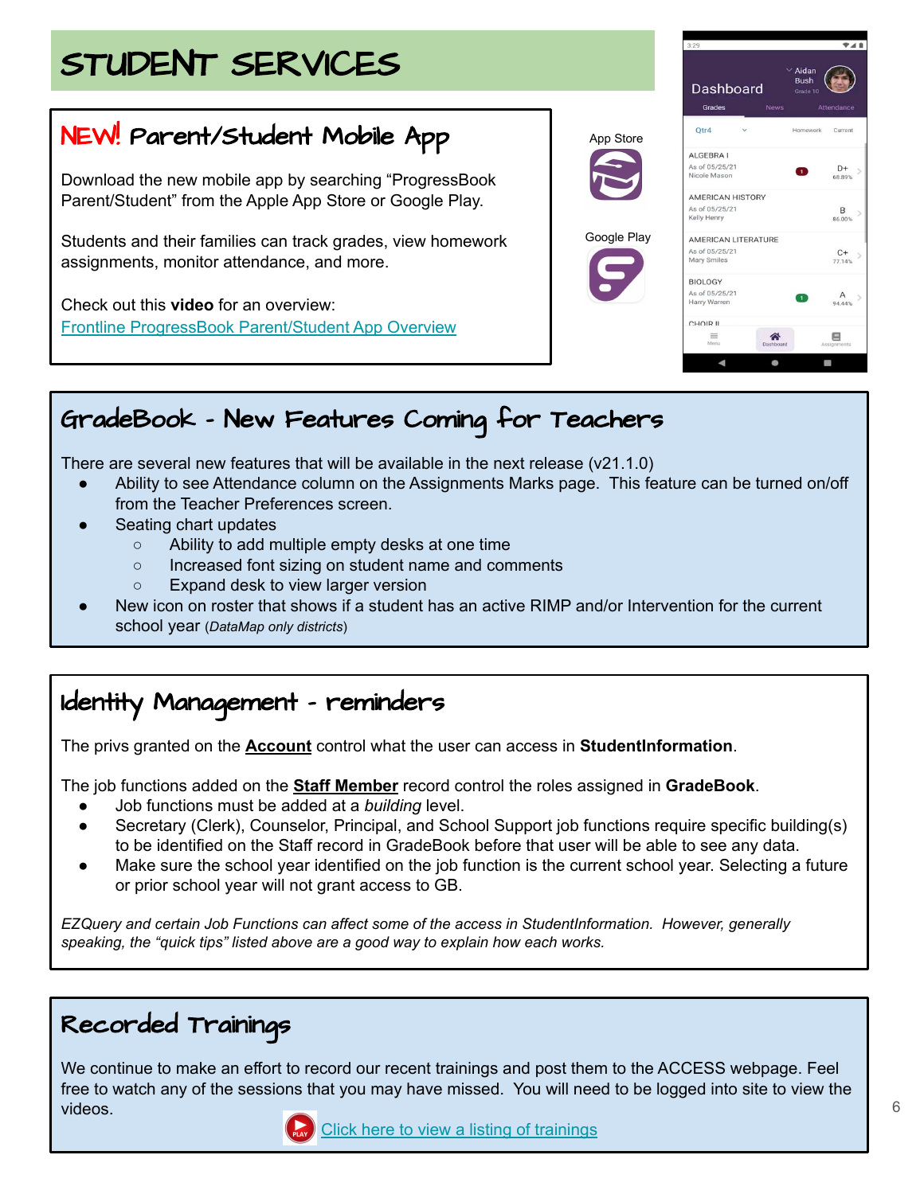# STUDENT SERVICES

## NEW! Parent/Student Mobile App

Download the new mobile app by searching "ProgressBook Parent/Student" from the Apple App Store or Google Play.

Students and their families can track grades, view homework assignments, monitor attendance, and more.

Check out this **video** for an overview:
[Frontline ProgressBook Parent/Student App Overview]()

App Store

Google Play

## GradeBook - New Features Coming for Teachers

There are several new features that will be available in the next release (v21.1.0)

- Ability to see Attendance column on the Assignments Marks page. This feature can be turned on/off from the Teacher Preferences screen.
- Seating chart updates
  - Ability to add multiple empty desks at one time
  - Increased font sizing on student name and comments
  - Expand desk to view larger version
- New icon on roster that shows if a student has an active RIMP and/or Intervention for the current school year (*DataMap only districts*)

## Identity Management - reminders

The privs granted on the **Account** control what the user can access in **StudentInformation**.

The job functions added on the **Staff Member** record control the roles assigned in **GradeBook**.

- Job functions must be added at a *building* level.
- Secretary (Clerk), Counselor, Principal, and School Support job functions require specific building(s) to be identified on the Staff record in GradeBook before that user will be able to see any data.
- Make sure the school year identified on the job function is the current school year. Selecting a future or prior school year will not grant access to GB.

*EZQuery and certain Job Functions can affect some of the access in StudentInformation. However, generally speaking, the "quick tips" listed above are a good way to explain how each works.*

## Recorded Trainings

We continue to make an effort to record our recent trainings and post them to the ACCESS webpage. Feel free to watch any of the sessions that you may have missed. You will need to be logged into site to view the videos.

[Click here to view a listing of trainings]()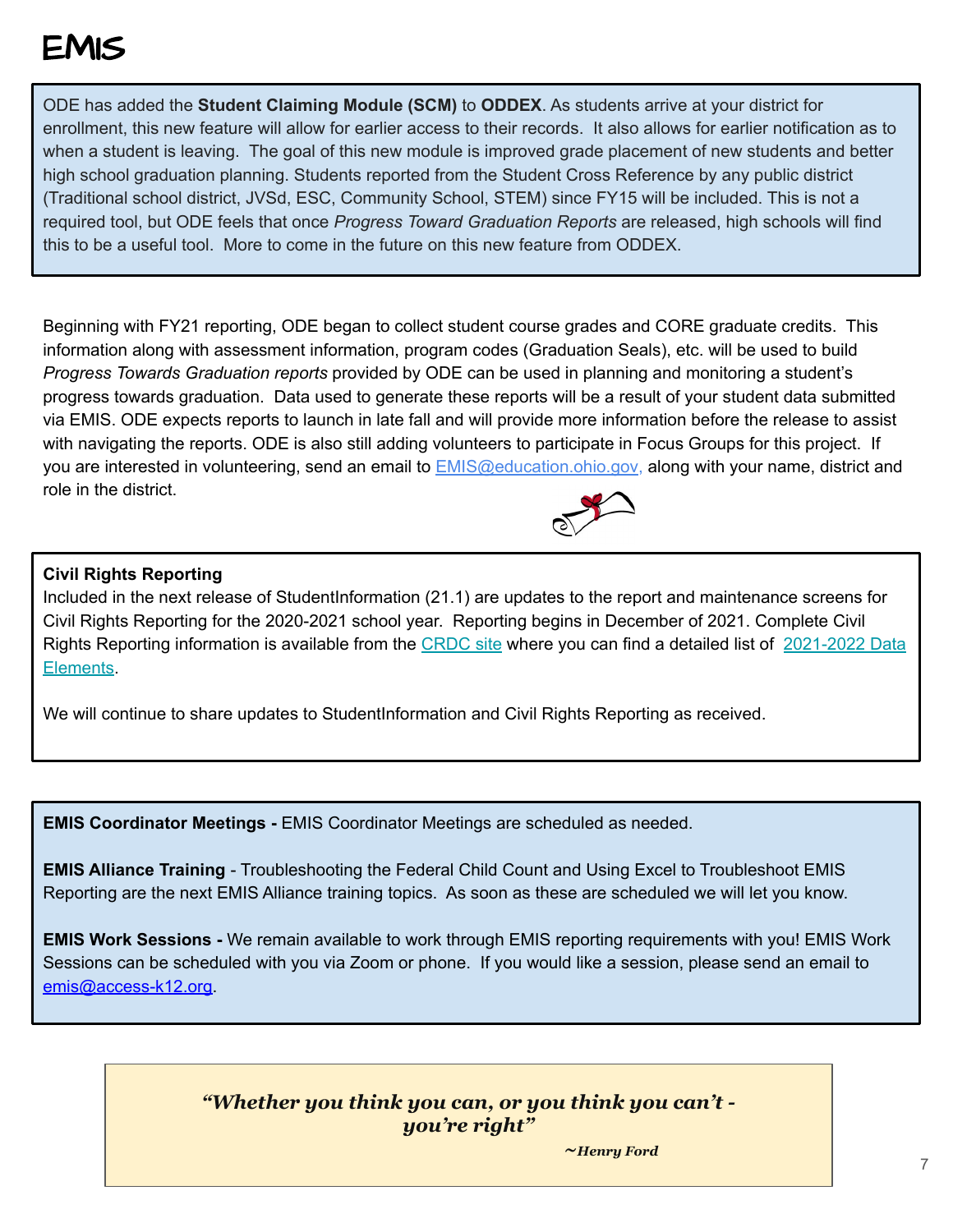# EMIS

ODE has added the **Student Claiming Module (SCM)** to **ODDEX**. As students arrive at your district for enrollment, this new feature will allow for earlier access to their records. It also allows for earlier notification as to when a student is leaving. The goal of this new module is improved grade placement of new students and better high school graduation planning. Students reported from the Student Cross Reference by any public district (Traditional school district, JVSd, ESC, Community School, STEM) since FY15 will be included. This is not a required tool, but ODE feels that once *Progress Toward Graduation Reports* are released, high schools will find this to be a useful tool. More to come in the future on this new feature from ODDEX.

Beginning with FY21 reporting, ODE began to collect student course grades and CORE graduate credits. This information along with assessment information, program codes (Graduation Seals), etc. will be used to build *Progress Towards Graduation reports* provided by ODE can be used in planning and monitoring a student's progress towards graduation. Data used to generate these reports will be a result of your student data submitted via EMIS. ODE expects reports to launch in late fall and will provide more information before the release to assist with navigating the reports. ODE is also still adding volunteers to participate in Focus Groups for this project. If you are interested in volunteering, send an email to EMIS@education.ohio.gov, along with your name, district and role in the district.

**Civil Rights Reporting**
Included in the next release of StudentInformation (21.1) are updates to the report and maintenance screens for Civil Rights Reporting for the 2020-2021 school year. Reporting begins in December of 2021. Complete Civil Rights Reporting information is available from the CRDC site where you can find a detailed list of 2021-2022 Data Elements.

We will continue to share updates to StudentInformation and Civil Rights Reporting as received.

**EMIS Coordinator Meetings -** EMIS Coordinator Meetings are scheduled as needed.

**EMIS Alliance Training** - Troubleshooting the Federal Child Count and Using Excel to Troubleshoot EMIS Reporting are the next EMIS Alliance training topics. As soon as these are scheduled we will let you know.

**EMIS Work Sessions -** We remain available to work through EMIS reporting requirements with you! EMIS Work Sessions can be scheduled with you via Zoom or phone. If you would like a session, please send an email to emis@access-k12.org.

***"Whether you think you can, or you think you can't - you're right"***

***~Henry Ford***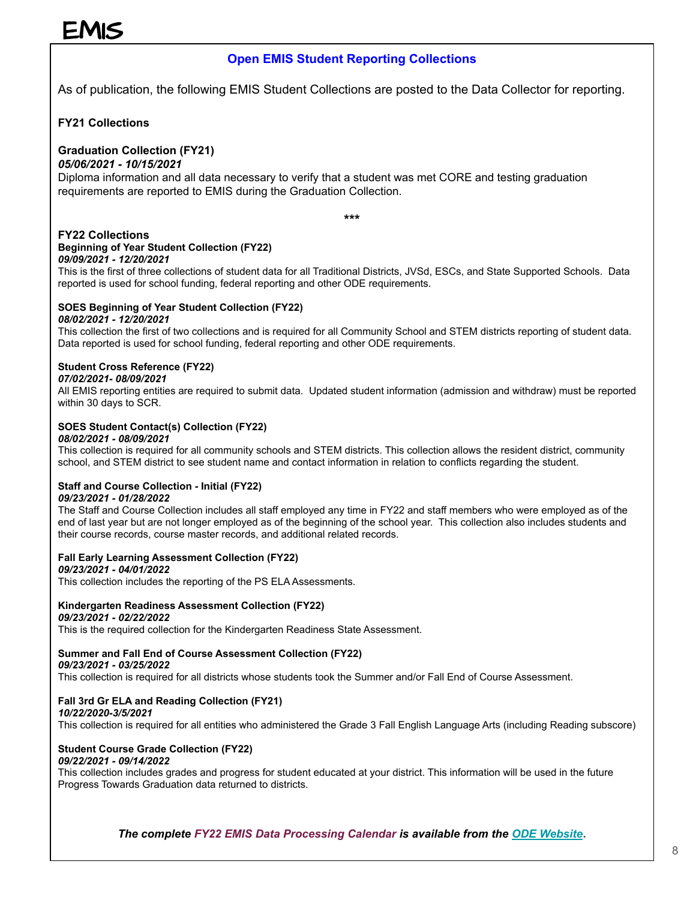# EMIS

## Open EMIS Student Reporting Collections

As of publication, the following EMIS Student Collections are posted to the Data Collector for reporting.

### FY21 Collections

**Graduation Collection (FY21)**
*05/06/2021 - 10/15/2021*
Diploma information and all data necessary to verify that a student was met CORE and testing graduation requirements are reported to EMIS during the Graduation Collection.

\*\*\*

### FY22 Collections

**Beginning of Year Student Collection (FY22)**
*09/09/2021 - 12/20/2021*
This is the first of three collections of student data for all Traditional Districts, JVSd, ESCs, and State Supported Schools. Data reported is used for school funding, federal reporting and other ODE requirements.

**SOES Beginning of Year Student Collection (FY22)**
*08/02/2021 - 12/20/2021*
This collection the first of two collections and is required for all Community School and STEM districts reporting of student data. Data reported is used for school funding, federal reporting and other ODE requirements.

**Student Cross Reference (FY22)**
*07/02/2021- 08/09/2021*
All EMIS reporting entities are required to submit data. Updated student information (admission and withdraw) must be reported within 30 days to SCR.

**SOES Student Contact(s) Collection (FY22)**
*08/02/2021 - 08/09/2021*
This collection is required for all community schools and STEM districts. This collection allows the resident district, community school, and STEM district to see student name and contact information in relation to conflicts regarding the student.

**Staff and Course Collection - Initial (FY22)**
*09/23/2021 - 01/28/2022*
The Staff and Course Collection includes all staff employed any time in FY22 and staff members who were employed as of the end of last year but are not longer employed as of the beginning of the school year. This collection also includes students and their course records, course master records, and additional related records.

**Fall Early Learning Assessment Collection (FY22)**
*09/23/2021 - 04/01/2022*
This collection includes the reporting of the PS ELA Assessments.

**Kindergarten Readiness Assessment Collection (FY22)**
*09/23/2021 - 02/22/2022*
This is the required collection for the Kindergarten Readiness State Assessment.

**Summer and Fall End of Course Assessment Collection (FY22)**
*09/23/2021 - 03/25/2022*
This collection is required for all districts whose students took the Summer and/or Fall End of Course Assessment.

**Fall 3rd Gr ELA and Reading Collection (FY21)**
*10/22/2020-3/5/2021*
This collection is required for all entities who administered the Grade 3 Fall English Language Arts (including Reading subscore)

**Student Course Grade Collection (FY22)**
*09/22/2021 - 09/14/2022*
This collection includes grades and progress for student educated at your district. This information will be used in the future Progress Towards Graduation data returned to districts.

***The complete FY22 EMIS Data Processing Calendar is available from the [ODE Website](ODE Website).***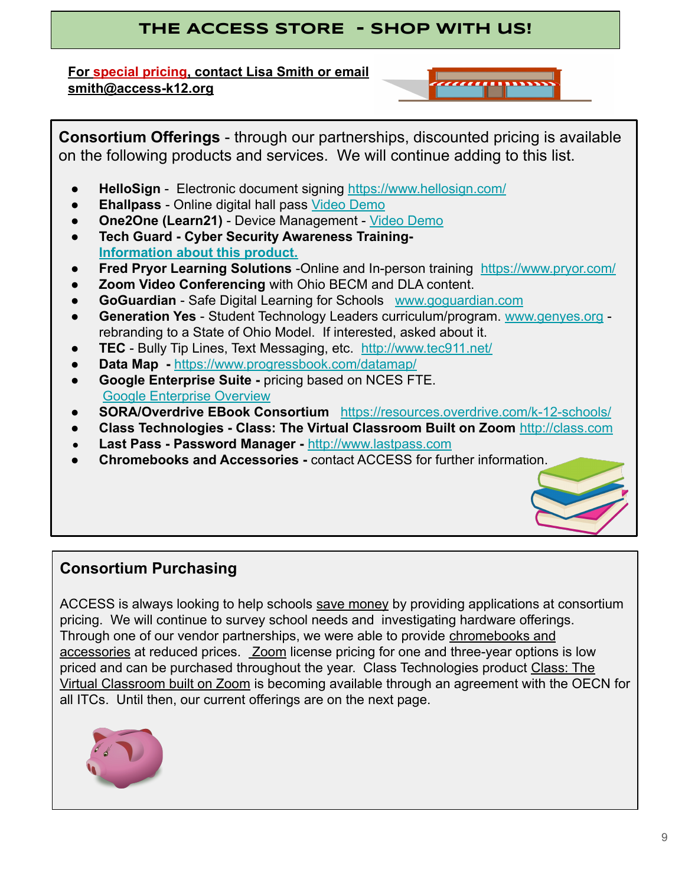# THE ACCESS STORE - SHOP WITH US!

**For special pricing, contact Lisa Smith or email smith@access-k12.org**

**Consortium Offerings** - through our partnerships, discounted pricing is available on the following products and services. We will continue adding to this list.

- **HelloSign** - Electronic document signing https://www.hellosign.com/
- **Ehallpass** - Online digital hall pass Video Demo
- **One2One (Learn21)** - Device Management - Video Demo
- **Tech Guard - Cyber Security Awareness Training-** **Information about this product.**
- **Fred Pryor Learning Solutions** -Online and In-person training https://www.pryor.com/
- **Zoom Video Conferencing** with Ohio BECM and DLA content.
- **GoGuardian** - Safe Digital Learning for Schools www.goguardian.com
- **Generation Yes** - Student Technology Leaders curriculum/program. www.genyes.org - rebranding to a State of Ohio Model. If interested, asked about it.
- **TEC** - Bully Tip Lines, Text Messaging, etc. http://www.tec911.net/
- **Data Map** - https://www.progressbook.com/datamap/
- **Google Enterprise Suite -** pricing based on NCES FTE. Google Enterprise Overview
- **SORA/Overdrive EBook Consortium** https://resources.overdrive.com/k-12-schools/
- **Class Technologies - Class: The Virtual Classroom Built on Zoom** http://class.com
- **Last Pass - Password Manager -** http://www.lastpass.com
- **Chromebooks and Accessories -** contact ACCESS for further information.

## Consortium Purchasing

ACCESS is always looking to help schools save money by providing applications at consortium pricing. We will continue to survey school needs and investigating hardware offerings. Through one of our vendor partnerships, we were able to provide chromebooks and accessories at reduced prices. Zoom license pricing for one and three-year options is low priced and can be purchased throughout the year. Class Technologies product Class: The Virtual Classroom built on Zoom is becoming available through an agreement with the OECN for all ITCs. Until then, our current offerings are on the next page.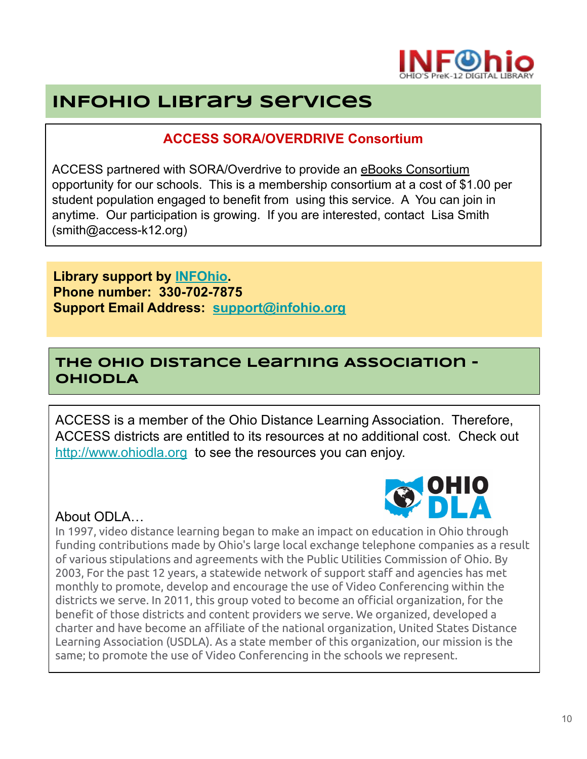## INFOHIO Library services

### ACCESS SORA/OVERDRIVE Consortium

ACCESS partnered with SORA/Overdrive to provide an eBooks Consortium opportunity for our schools. This is a membership consortium at a cost of $1.00 per student population engaged to benefit from using this service. A You can join in anytime. Our participation is growing. If you are interested, contact Lisa Smith (smith@access-k12.org)

**Library support by INFOhio.**
**Phone number: 330-702-7875**
**Support Email Address: support@infohio.org**

## THE OHIO DISTANCE LEARNING ASSOCIATION - OHIODLA

ACCESS is a member of the Ohio Distance Learning Association. Therefore, ACCESS districts are entitled to its resources at no additional cost. Check out http://www.ohiodla.org to see the resources you can enjoy.

About ODLA…

In 1997, video distance learning began to make an impact on education in Ohio through funding contributions made by Ohio's large local exchange telephone companies as a result of various stipulations and agreements with the Public Utilities Commission of Ohio. By 2003, For the past 12 years, a statewide network of support staff and agencies has met monthly to promote, develop and encourage the use of Video Conferencing within the districts we serve. In 2011, this group voted to become an official organization, for the benefit of those districts and content providers we serve. We organized, developed a charter and have become an affiliate of the national organization, United States Distance Learning Association (USDLA). As a state member of this organization, our mission is the same; to promote the use of Video Conferencing in the schools we represent.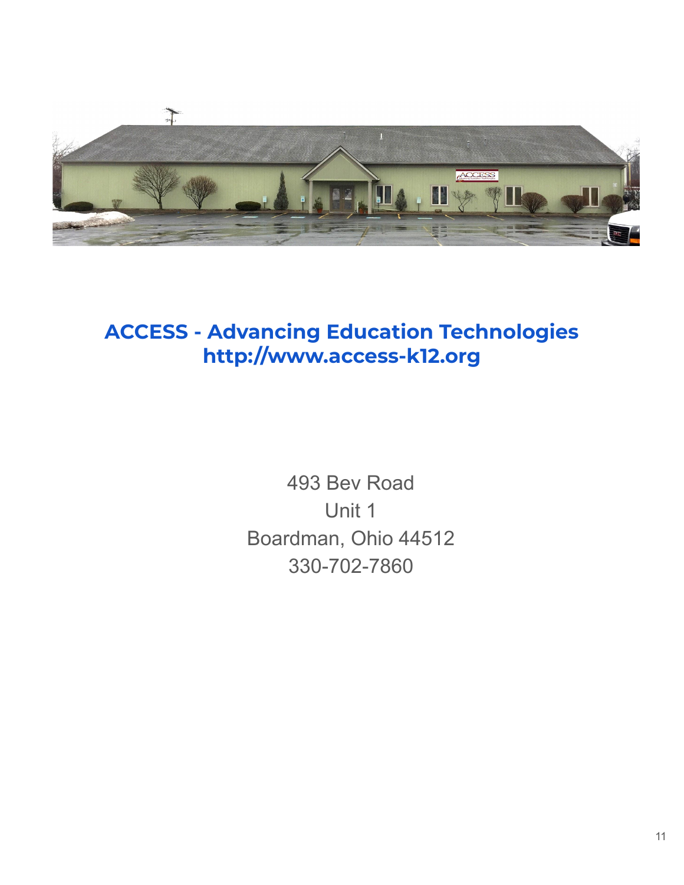## ACCESS - Advancing Education Technologies
## http://www.access-k12.org

493 Bev Road
Unit 1
Boardman, Ohio 44512
330-702-7860